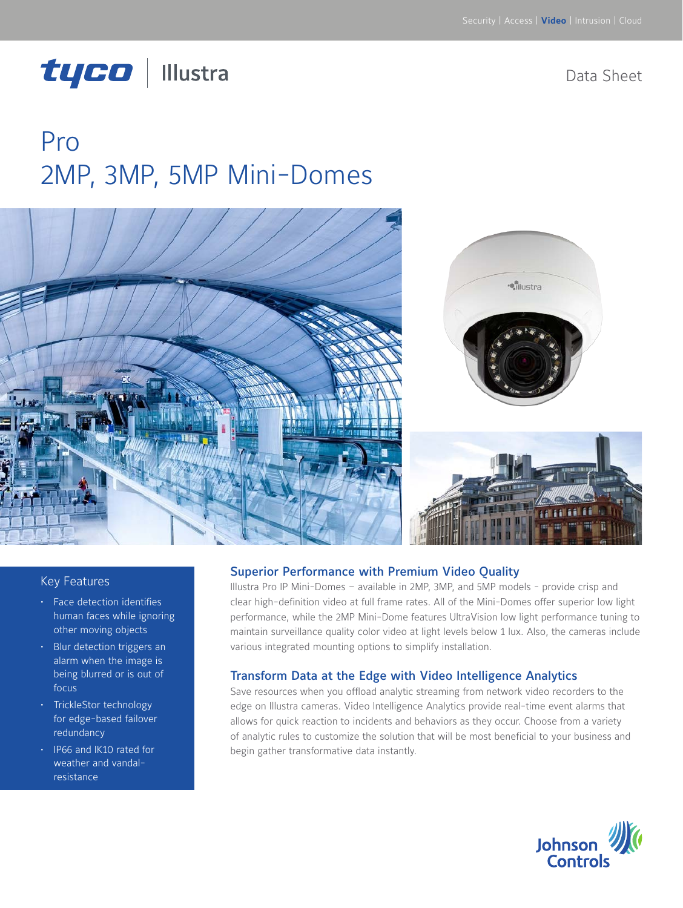Security | Access | **Video** | Intrusion | Cloud

tyco | Illustra

Data Sheet

# Pro
# 2MP, 3MP, 5MP Mini-Domes

## Key Features

- Face detection identifies human faces while ignoring other moving objects
- Blur detection triggers an alarm when the image is being blurred or is out of focus
- TrickleStor technology for edge-based failover redundancy
- IP66 and IK10 rated for weather and vandal-resistance

## Superior Performance with Premium Video Quality

Illustra Pro IP Mini-Domes – available in 2MP, 3MP, and 5MP models - provide crisp and clear high-definition video at full frame rates. All of the Mini-Domes offer superior low light performance, while the 2MP Mini-Dome features UltraVision low light performance tuning to maintain surveillance quality color video at light levels below 1 lux. Also, the cameras include various integrated mounting options to simplify installation.

## Transform Data at the Edge with Video Intelligence Analytics

Save resources when you offload analytic streaming from network video recorders to the edge on Illustra cameras. Video Intelligence Analytics provide real-time event alarms that allows for quick reaction to incidents and behaviors as they occur. Choose from a variety of analytic rules to customize the solution that will be most beneficial to your business and begin gather transformative data instantly.

Johnson Controls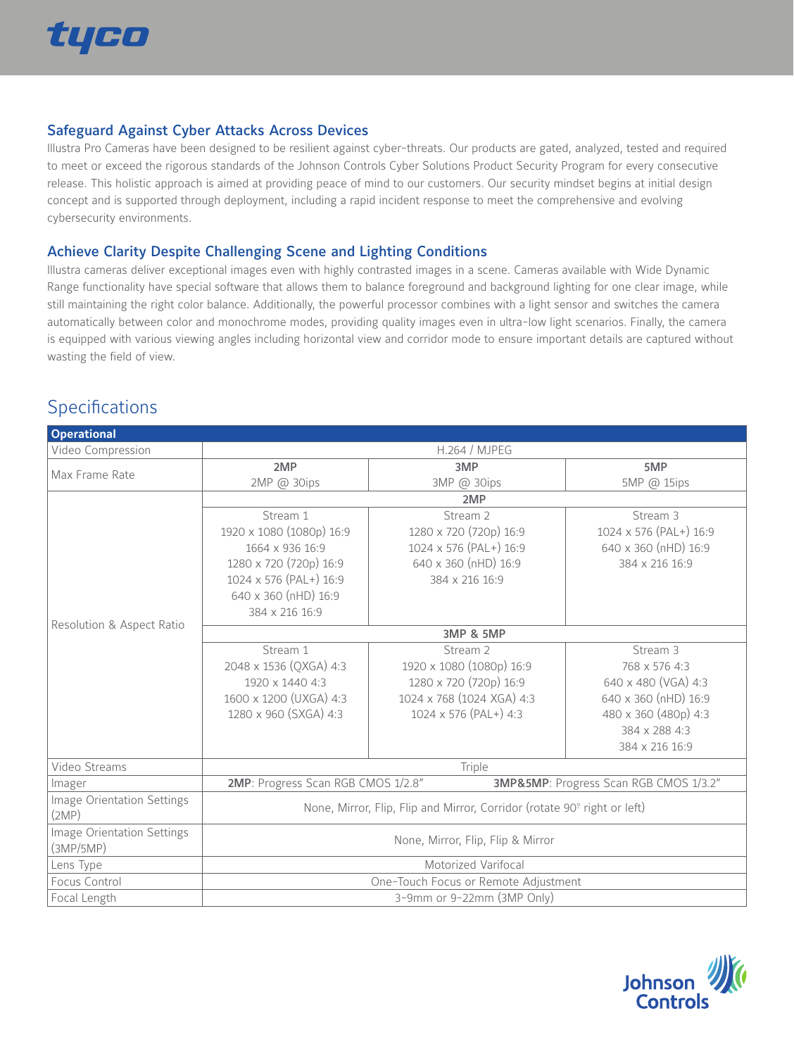## Safeguard Against Cyber Attacks Across Devices

Illustra Pro Cameras have been designed to be resilient against cyber-threats. Our products are gated, analyzed, tested and required to meet or exceed the rigorous standards of the Johnson Controls Cyber Solutions Product Security Program for every consecutive release. This holistic approach is aimed at providing peace of mind to our customers. Our security mindset begins at initial design concept and is supported through deployment, including a rapid incident response to meet the comprehensive and evolving cybersecurity environments.

## Achieve Clarity Despite Challenging Scene and Lighting Conditions

Illustra cameras deliver exceptional images even with highly contrasted images in a scene. Cameras available with Wide Dynamic Range functionality have special software that allows them to balance foreground and background lighting for one clear image, while still maintaining the right color balance. Additionally, the powerful processor combines with a light sensor and switches the camera automatically between color and monochrome modes, providing quality images even in ultra-low light scenarios. Finally, the camera is equipped with various viewing angles including horizontal view and corridor mode to ensure important details are captured without wasting the field of view.

# Specifications

| Operational | | | |
|---|---|---|---|
| Video Compression | H.264 / MJPEG | | |
| Max Frame Rate | **2MP**<br>2MP @ 30ips | **3MP**<br>3MP @ 30ips | **5MP**<br>5MP @ 15ips |
| Resolution & Aspect Ratio | **2MP** | | |
| | Stream 1<br>1920 x 1080 (1080p) 16:9<br>1664 x 936 16:9<br>1280 x 720 (720p) 16:9<br>1024 x 576 (PAL+) 16:9<br>640 x 360 (nHD) 16:9<br>384 x 216 16:9 | Stream 2<br>1280 x 720 (720p) 16:9<br>1024 x 576 (PAL+) 16:9<br>640 x 360 (nHD) 16:9<br>384 x 216 16:9 | Stream 3<br>1024 x 576 (PAL+) 16:9<br>640 x 360 (nHD) 16:9<br>384 x 216 16:9 |
| | **3MP & 5MP** | | |
| | Stream 1<br>2048 x 1536 (QXGA) 4:3<br>1920 x 1440 4:3<br>1600 x 1200 (UXGA) 4:3<br>1280 x 960 (SXGA) 4:3 | Stream 2<br>1920 x 1080 (1080p) 16:9<br>1280 x 720 (720p) 16:9<br>1024 x 768 (1024 XGA) 4:3<br>1024 x 576 (PAL+) 4:3 | Stream 3<br>768 x 576 4:3<br>640 x 480 (VGA) 4:3<br>640 x 360 (nHD) 16:9<br>480 x 360 (480p) 4:3<br>384 x 288 4:3<br>384 x 216 16:9 |
| Video Streams | Triple | | |
| Imager | **2MP**: Progress Scan RGB CMOS 1/2.8" | **3MP&5MP**: Progress Scan RGB CMOS 1/3.2" | |
| Image Orientation Settings (2MP) | None, Mirror, Flip, Flip and Mirror, Corridor (rotate 90° right or left) | | |
| Image Orientation Settings (3MP/5MP) | None, Mirror, Flip, Flip & Mirror | | |
| Lens Type | Motorized Varifocal | | |
| Focus Control | One-Touch Focus or Remote Adjustment | | |
| Focal Length | 3-9mm or 9-22mm (3MP Only) | | |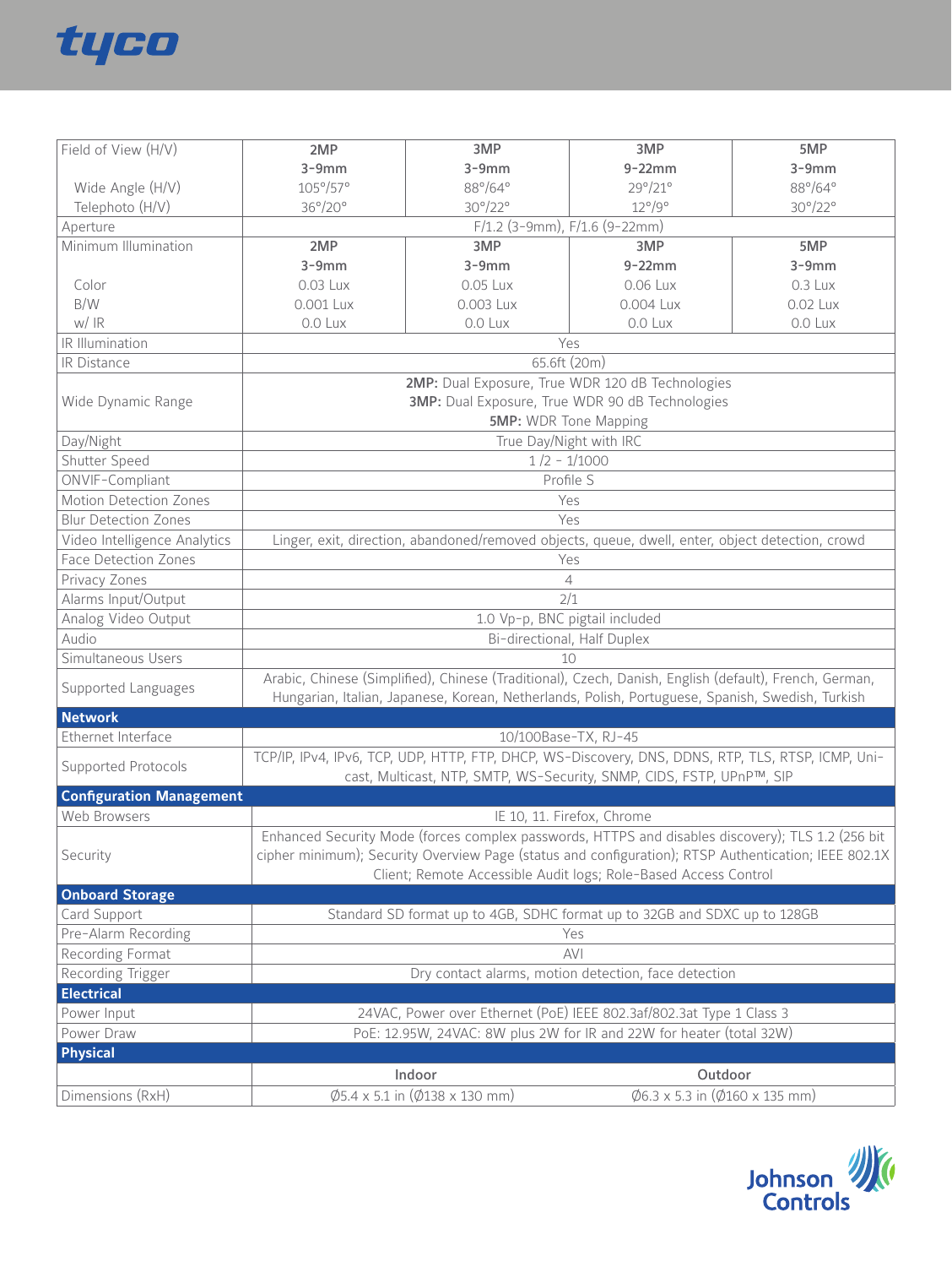| | | | | |
|---|---|---|---|---|
| Field of View (H/V) | 2MP<br>3-9mm | 3MP<br>3-9mm | 3MP<br>9-22mm | 5MP<br>3-9mm |
| Wide Angle (H/V) | 105°/57° | 88°/64° | 29°/21° | 88°/64° |
| Telephoto (H/V) | 36°/20° | 30°/22° | 12°/9° | 30°/22° |
| Aperture | F/1.2 (3-9mm), F/1.6 (9-22mm) | | | |
| Minimum Illumination | 2MP<br>3-9mm | 3MP<br>3-9mm | 3MP<br>9-22mm | 5MP<br>3-9mm |
| Color | 0.03 Lux | 0.05 Lux | 0.06 Lux | 0.3 Lux |
| B/W | 0.001 Lux | 0.003 Lux | 0.004 Lux | 0.02 Lux |
| w/ IR | 0.0 Lux | 0.0 Lux | 0.0 Lux | 0.0 Lux |
| IR Illumination | Yes | | | |
| IR Distance | 65.6ft (20m) | | | |
| Wide Dynamic Range | **2MP:** Dual Exposure, True WDR 120 dB Technologies<br>**3MP:** Dual Exposure, True WDR 90 dB Technologies<br>**5MP:** WDR Tone Mapping | | | |
| Day/Night | True Day/Night with IRC | | | |
| Shutter Speed | 1 /2 - 1/1000 | | | |
| ONVIF-Compliant | Profile S | | | |
| Motion Detection Zones | Yes | | | |
| Blur Detection Zones | Yes | | | |
| Video Intelligence Analytics | Linger, exit, direction, abandoned/removed objects, queue, dwell, enter, object detection, crowd | | | |
| Face Detection Zones | Yes | | | |
| Privacy Zones | 4 | | | |
| Alarms Input/Output | 2/1 | | | |
| Analog Video Output | 1.0 Vp-p, BNC pigtail included | | | |
| Audio | Bi-directional, Half Duplex | | | |
| Simultaneous Users | 10 | | | |
| Supported Languages | Arabic, Chinese (Simplified), Chinese (Traditional), Czech, Danish, English (default), French, German, Hungarian, Italian, Japanese, Korean, Netherlands, Polish, Portuguese, Spanish, Swedish, Turkish | | | |
| **Network** | | | | |
| Ethernet Interface | 10/100Base-TX, RJ-45 | | | |
| Supported Protocols | TCP/IP, IPv4, IPv6, TCP, UDP, HTTP, FTP, DHCP, WS-Discovery, DNS, DDNS, RTP, TLS, RTSP, ICMP, Uni-cast, Multicast, NTP, SMTP, WS-Security, SNMP, CIDS, FSTP, UPnP™, SIP | | | |
| **Configuration Management** | | | | |
| Web Browsers | IE 10, 11. Firefox, Chrome | | | |
| Security | Enhanced Security Mode (forces complex passwords, HTTPS and disables discovery); TLS 1.2 (256 bit cipher minimum); Security Overview Page (status and configuration); RTSP Authentication; IEEE 802.1X Client; Remote Accessible Audit logs; Role-Based Access Control | | | |
| **Onboard Storage** | | | | |
| Card Support | Standard SD format up to 4GB, SDHC format up to 32GB and SDXC up to 128GB | | | |
| Pre-Alarm Recording | Yes | | | |
| Recording Format | AVI | | | |
| Recording Trigger | Dry contact alarms, motion detection, face detection | | | |
| **Electrical** | | | | |
| Power Input | 24VAC, Power over Ethernet (PoE) IEEE 802.3af/802.3at Type 1 Class 3 | | | |
| Power Draw | PoE: 12.95W, 24VAC: 8W plus 2W for IR and 22W for heater (total 32W) | | | |
| **Physical** | | | | |
| | Indoor | | Outdoor | |
| Dimensions (RxH) | Ø5.4 x 5.1 in (Ø138 x 130 mm) | | Ø6.3 x 5.3 in (Ø160 x 135 mm) | |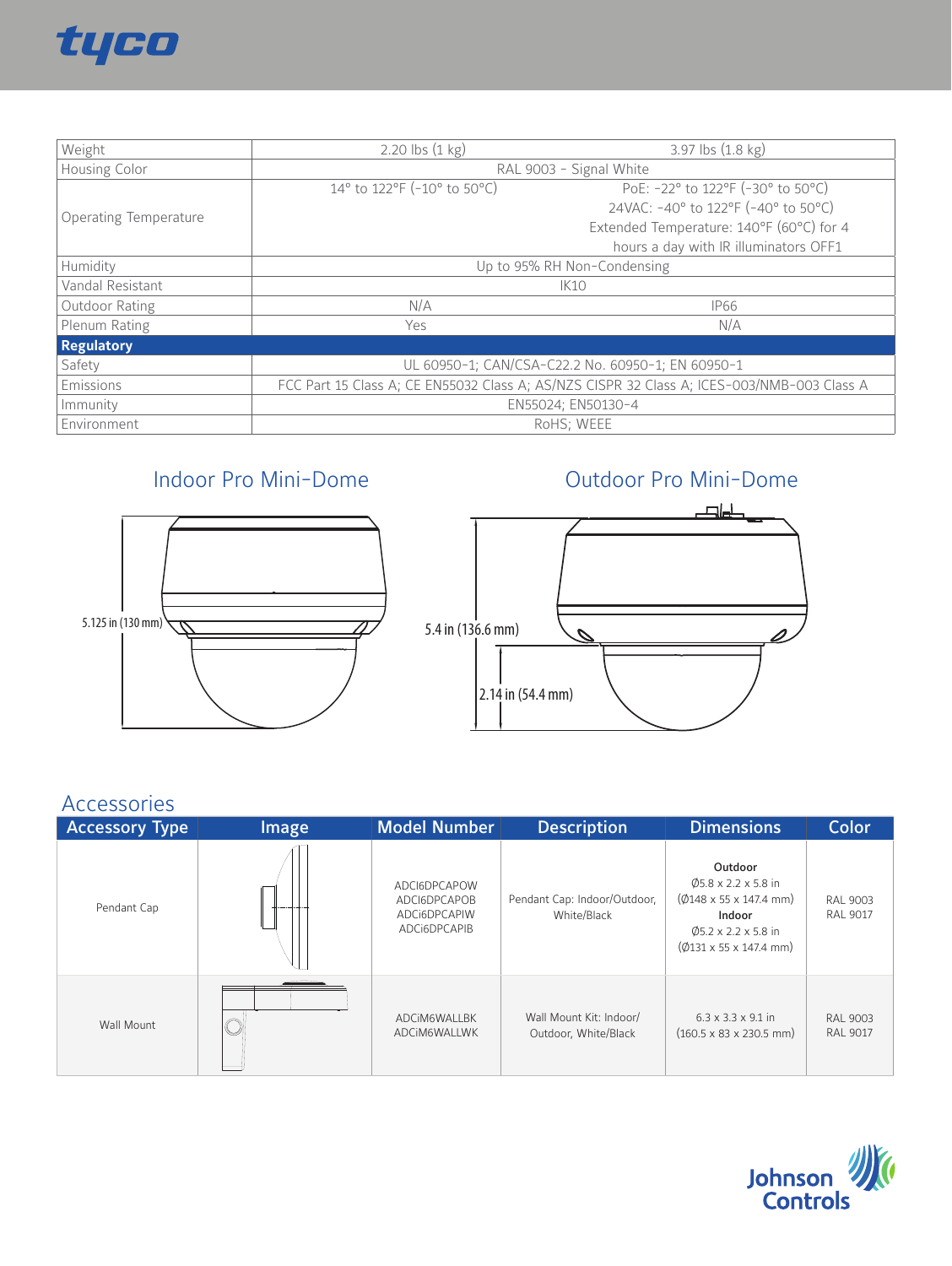| | | |
|---|---|---|
| Weight | 2.20 lbs (1 kg) | 3.97 lbs (1.8 kg) |
| Housing Color | RAL 9003 - Signal White | |
| Operating Temperature | 14° to 122°F (-10° to 50°C) | PoE: -22° to 122°F (-30° to 50°C)<br>24VAC: -40° to 122°F (-40° to 50°C)<br>Extended Temperature: 140°F (60°C) for 4 hours a day with IR illuminators OFF1 |
| Humidity | Up to 95% RH Non-Condensing | |
| Vandal Resistant | IK10 | |
| Outdoor Rating | N/A | IP66 |
| Plenum Rating | Yes | N/A |
| **Regulatory** | | |
| Safety | UL 60950-1; CAN/CSA-C22.2 No. 60950-1; EN 60950-1 | |
| Emissions | FCC Part 15 Class A; CE EN55032 Class A; AS/NZS CISPR 32 Class A; ICES-003/NMB-003 Class A | |
| Immunity | EN55024; EN50130-4 | |
| Environment | RoHS; WEEE | |

## Indoor Pro Mini-Dome

5.125 in (130 mm)

## Outdoor Pro Mini-Dome

5.4 in (136.6 mm)

2.14 in (54.4 mm)

## Accessories

| Accessory Type | Image | Model Number | Description | Dimensions | Color |
|---|---|---|---|---|---|
| Pendant Cap | | ADCI6DPCAPOW<br>ADCI6DPCAPOB<br>ADCi6DPCAPIW<br>ADCi6DPCAPIB | Pendant Cap: Indoor/Outdoor, White/Black | **Outdoor**<br>Ø5.8 x 2.2 x 5.8 in<br>(Ø148 x 55 x 147.4 mm)<br>**Indoor**<br>Ø5.2 x 2.2 x 5.8 in<br>(Ø131 x 55 x 147.4 mm) | RAL 9003<br>RAL 9017 |
| Wall Mount | | ADCiM6WALLBK<br>ADCiM6WALLWK | Wall Mount Kit: Indoor/ Outdoor, White/Black | 6.3 x 3.3 x 9.1 in<br>(160.5 x 83 x 230.5 mm) | RAL 9003<br>RAL 9017 |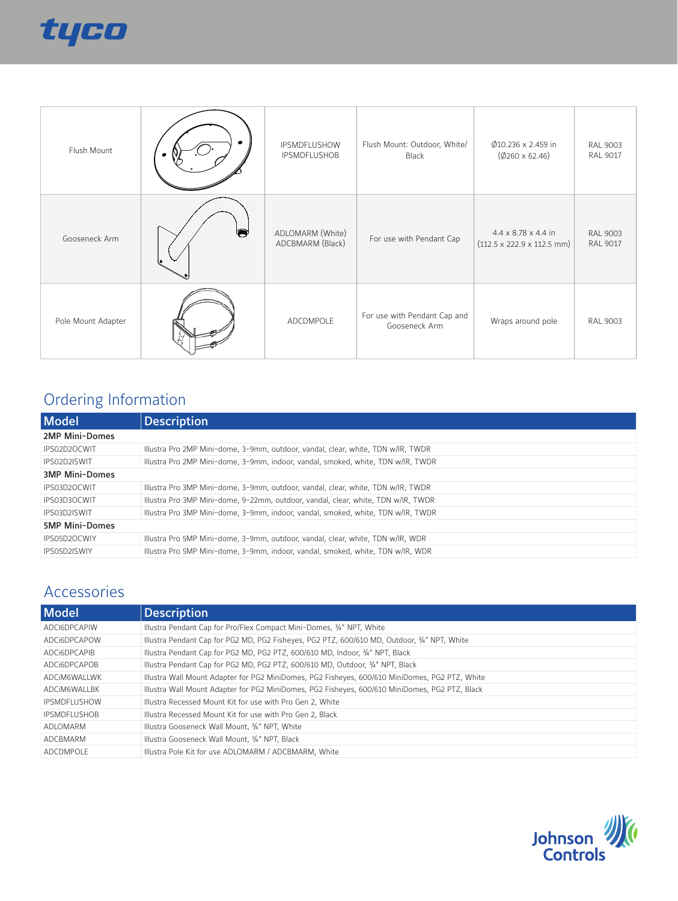| | | | | | |
|---|---|---|---|---|---|
| Flush Mount | | IPSMDFLUSHOW<br>IPSMDFLUSHOB | Flush Mount: Outdoor, White/ Black | Ø10.236 x 2.459 in<br>(Ø260 x 62.46) | RAL 9003<br>RAL 9017 |
| Gooseneck Arm | | ADLOMARM (White)<br>ADCBMARM (Black) | For use with Pendant Cap | 4.4 x 8.78 x 4.4 in<br>(112.5 x 222.9 x 112.5 mm) | RAL 9003<br>RAL 9017 |
| Pole Mount Adapter | | ADCDMPOLE | For use with Pendant Cap and Gooseneck Arm | Wraps around pole | RAL 9003 |

## Ordering Information

| Model | Description |
|---|---|
| **2MP Mini-Domes** | |
| IPS02D2OCWIT | Illustra Pro 2MP Mini-dome, 3-9mm, outdoor, vandal, clear, white, TDN w/IR, TWDR |
| IPS02D2ISWIT | Illustra Pro 2MP Mini-dome, 3-9mm, indoor, vandal, smoked, white, TDN w/IR, TWDR |
| **3MP Mini-Domes** | |
| IPS03D2OCWIT | Illustra Pro 3MP Mini-dome, 3-9mm, outdoor, vandal, clear, white, TDN w/IR, TWDR |
| IPS03D3OCWIT | Illustra Pro 3MP Mini-dome, 9-22mm, outdoor, vandal, clear, white, TDN w/IR, TWDR |
| IPS03D2ISWIT | Illustra Pro 3MP Mini-dome, 3-9mm, indoor, vandal, smoked, white, TDN w/IR, TWDR |
| **5MP Mini-Domes** | |
| IPS05D2OCWIY | Illustra Pro 5MP Mini-dome, 3-9mm, outdoor, vandal, clear, white, TDN w/IR, WDR |
| IPS05D2ISWIY | Illustra Pro 5MP Mini-dome, 3-9mm, indoor, vandal, smoked, white, TDN w/IR, WDR |

## Accessories

| Model | Description |
|---|---|
| ADCi6DPCAPIW | Illustra Pendant Cap for Pro/Flex Compact Mini-Domes, ¾" NPT, White |
| ADCi6DPCAPOW | Illustra Pendant Cap for PG2 MD, PG2 Fisheyes, PG2 PTZ, 600/610 MD, Outdoor, ¾" NPT, White |
| ADCi6DPCAPIB | Illustra Pendant Cap for PG2 MD, PG2 PTZ, 600/610 MD, Indoor, ¾" NPT, Black |
| ADCi6DPCAPOB | Illustra Pendant Cap for PG2 MD, PG2 PTZ, 600/610 MD, Outdoor, ¾" NPT, Black |
| ADCiM6WALLWK | Illustra Wall Mount Adapter for PG2 MiniDomes, PG2 Fisheyes, 600/610 MiniDomes, PG2 PTZ, White |
| ADCiM6WALLBK | Illustra Wall Mount Adapter for PG2 MiniDomes, PG2 Fisheyes, 600/610 MiniDomes, PG2 PTZ, Black |
| IPSMDFLUSHOW | Illustra Recessed Mount Kit for use with Pro Gen 2, White |
| IPSMDFLUSHOB | Illustra Recessed Mount Kit for use with Pro Gen 2, Black |
| ADLOMARM | Illustra Gooseneck Wall Mount, ¾" NPT, White |
| ADCBMARM | Illustra Gooseneck Wall Mount, ¾" NPT, Black |
| ADCDMPOLE | Illustra Pole Kit for use ADLOMARM / ADCBMARM, White |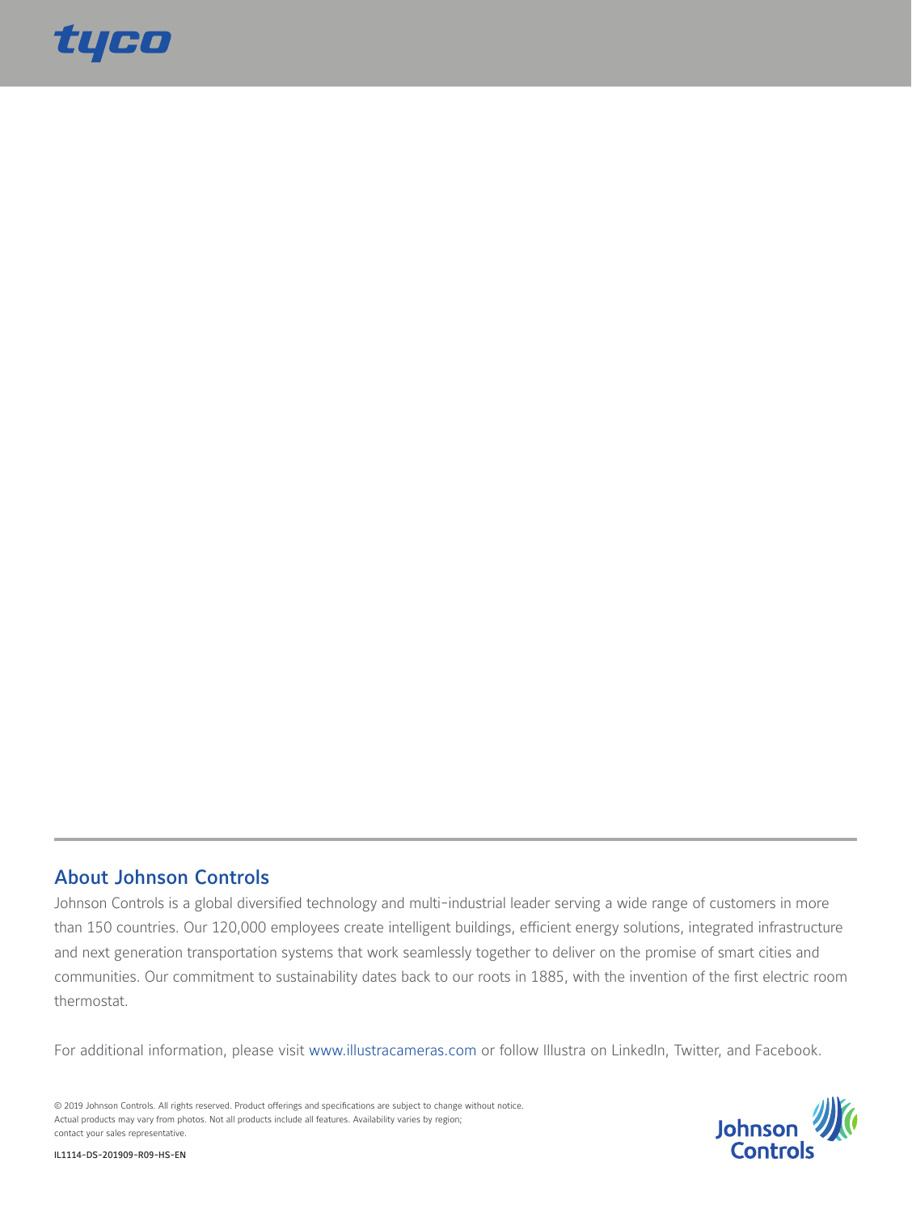## About Johnson Controls

Johnson Controls is a global diversified technology and multi-industrial leader serving a wide range of customers in more than 150 countries. Our 120,000 employees create intelligent buildings, efficient energy solutions, integrated infrastructure and next generation transportation systems that work seamlessly together to deliver on the promise of smart cities and communities. Our commitment to sustainability dates back to our roots in 1885, with the invention of the first electric room thermostat.

For additional information, please visit www.illustracameras.com or follow Illustra on LinkedIn, Twitter, and Facebook.

© 2019 Johnson Controls. All rights reserved. Product offerings and specifications are subject to change without notice. Actual products may vary from photos. Not all products include all features. Availability varies by region; contact your sales representative.

IL1114-DS-201909-R09-HS-EN